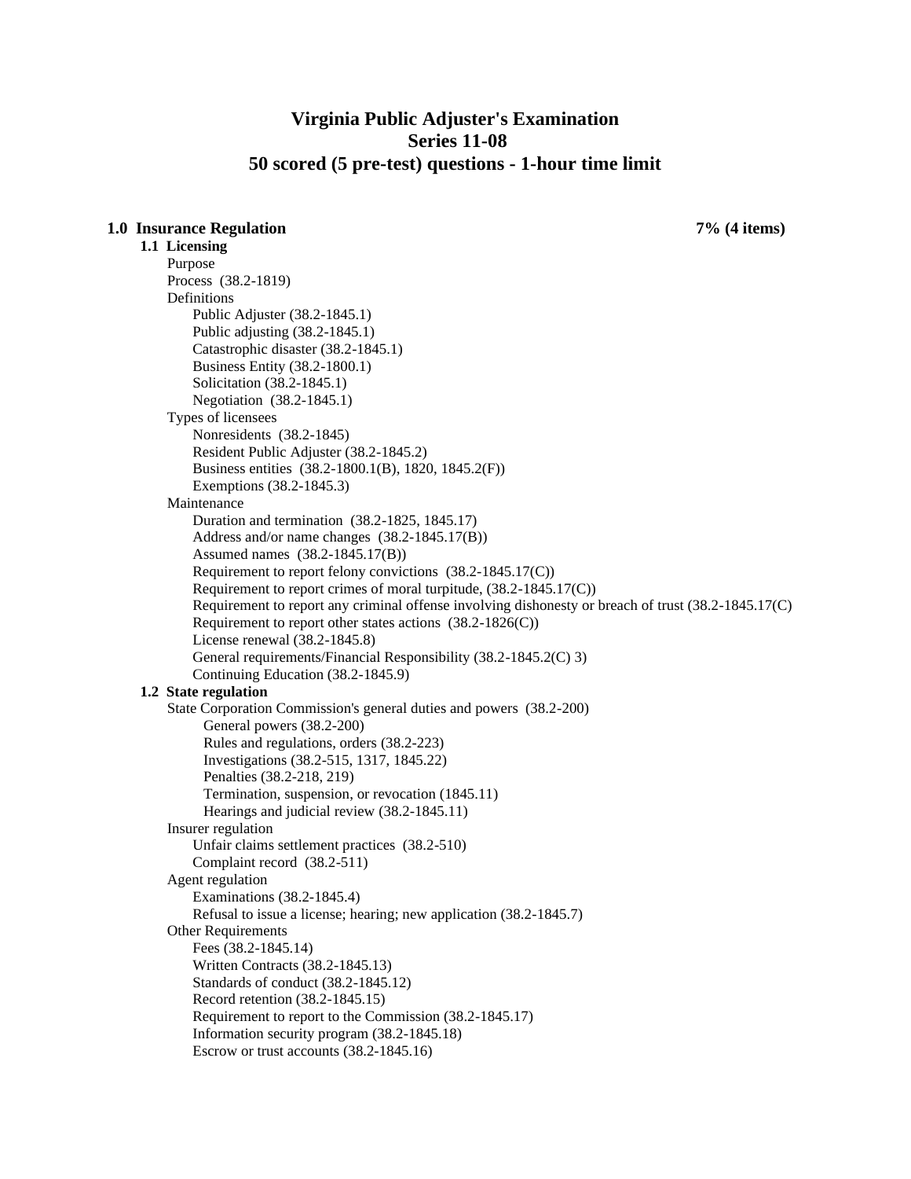# Virginia Public Adjuster's Examination
# Series 11-08
# 50 scored (5 pre-test) questions - 1-hour time limit

## 1.0 Insurance Regulation — 7% (4 items)

### 1.1 Licensing

- Purpose
- Process (38.2-1819)
- Definitions
  - Public Adjuster (38.2-1845.1)
  - Public adjusting (38.2-1845.1)
  - Catastrophic disaster (38.2-1845.1)
  - Business Entity (38.2-1800.1)
  - Solicitation (38.2-1845.1)
  - Negotiation (38.2-1845.1)
- Types of licensees
  - Nonresidents (38.2-1845)
  - Resident Public Adjuster (38.2-1845.2)
  - Business entities (38.2-1800.1(B), 1820, 1845.2(F))
  - Exemptions (38.2-1845.3)
- Maintenance
  - Duration and termination (38.2-1825, 1845.17)
  - Address and/or name changes (38.2-1845.17(B))
  - Assumed names (38.2-1845.17(B))
  - Requirement to report felony convictions (38.2-1845.17(C))
  - Requirement to report crimes of moral turpitude, (38.2-1845.17(C))
  - Requirement to report any criminal offense involving dishonesty or breach of trust (38.2-1845.17(C)
  - Requirement to report other states actions (38.2-1826(C))
  - License renewal (38.2-1845.8)
  - General requirements/Financial Responsibility (38.2-1845.2(C) 3)
  - Continuing Education (38.2-1845.9)

### 1.2 State regulation

- State Corporation Commission's general duties and powers (38.2-200)
  - General powers (38.2-200)
  - Rules and regulations, orders (38.2-223)
  - Investigations (38.2-515, 1317, 1845.22)
  - Penalties (38.2-218, 219)
  - Termination, suspension, or revocation (1845.11)
  - Hearings and judicial review (38.2-1845.11)
- Insurer regulation
  - Unfair claims settlement practices (38.2-510)
  - Complaint record (38.2-511)
- Agent regulation
  - Examinations (38.2-1845.4)
  - Refusal to issue a license; hearing; new application (38.2-1845.7)
- Other Requirements
  - Fees (38.2-1845.14)
  - Written Contracts (38.2-1845.13)
  - Standards of conduct (38.2-1845.12)
  - Record retention (38.2-1845.15)
  - Requirement to report to the Commission (38.2-1845.17)
  - Information security program (38.2-1845.18)
  - Escrow or trust accounts (38.2-1845.16)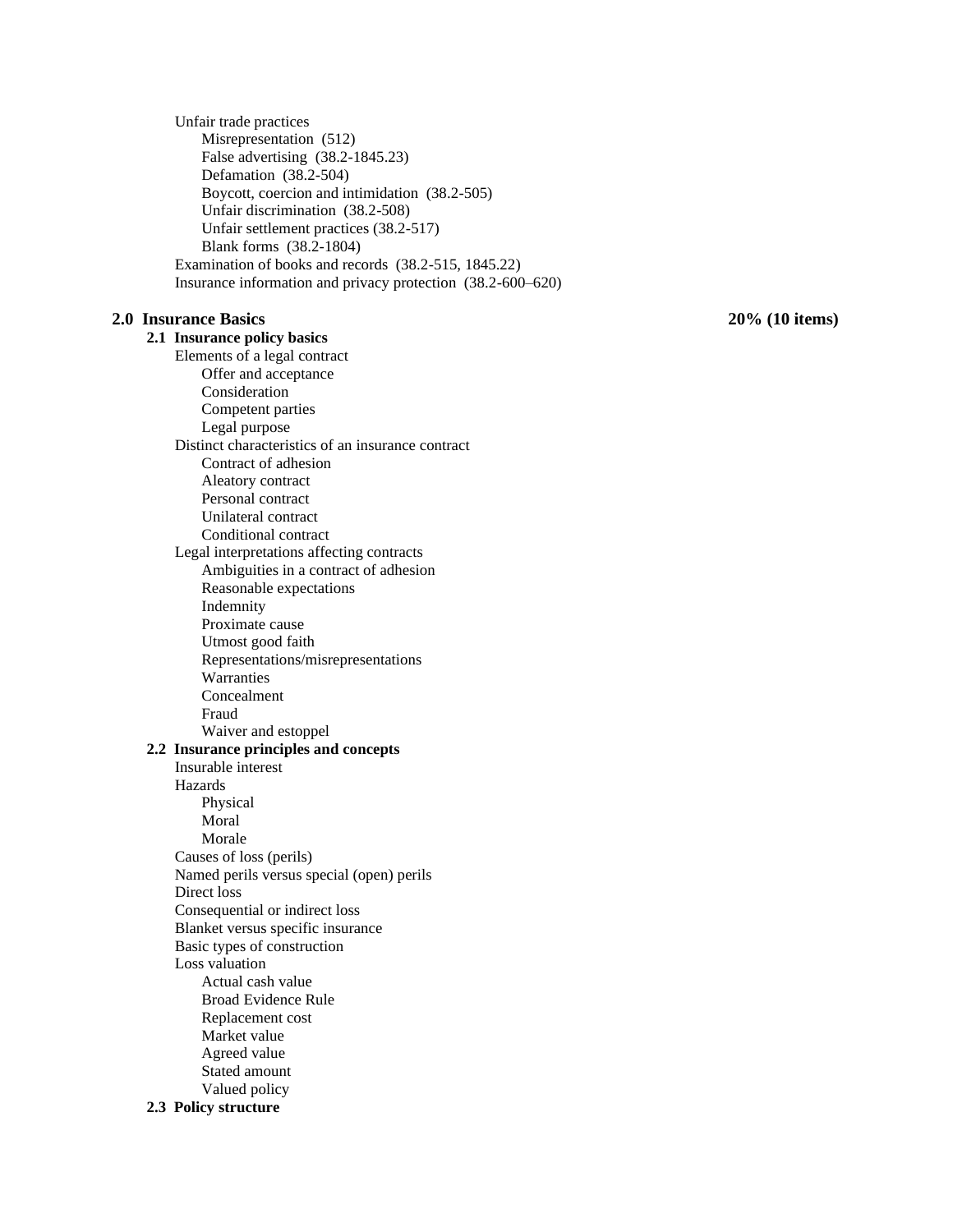- Unfair trade practices
  - Misrepresentation (512)
  - False advertising (38.2-1845.23)
  - Defamation (38.2-504)
  - Boycott, coercion and intimidation (38.2-505)
  - Unfair discrimination (38.2-508)
  - Unfair settlement practices (38.2-517)
  - Blank forms (38.2-1804)
- Examination of books and records (38.2-515, 1845.22)
- Insurance information and privacy protection (38.2-600–620)

## 2.0 Insurance Basics — 20% (10 items)

### 2.1 Insurance policy basics

- Elements of a legal contract
  - Offer and acceptance
  - Consideration
  - Competent parties
  - Legal purpose
- Distinct characteristics of an insurance contract
  - Contract of adhesion
  - Aleatory contract
  - Personal contract
  - Unilateral contract
  - Conditional contract
- Legal interpretations affecting contracts
  - Ambiguities in a contract of adhesion
  - Reasonable expectations
  - Indemnity
  - Proximate cause
  - Utmost good faith
  - Representations/misrepresentations
  - Warranties
  - Concealment
  - Fraud
  - Waiver and estoppel

### 2.2 Insurance principles and concepts

- Insurable interest
- Hazards
  - Physical
  - Moral
  - Morale
- Causes of loss (perils)
- Named perils versus special (open) perils
- Direct loss
- Consequential or indirect loss
- Blanket versus specific insurance
- Basic types of construction
- Loss valuation
  - Actual cash value
  - Broad Evidence Rule
  - Replacement cost
  - Market value
  - Agreed value
  - Stated amount
  - Valued policy

### 2.3 Policy structure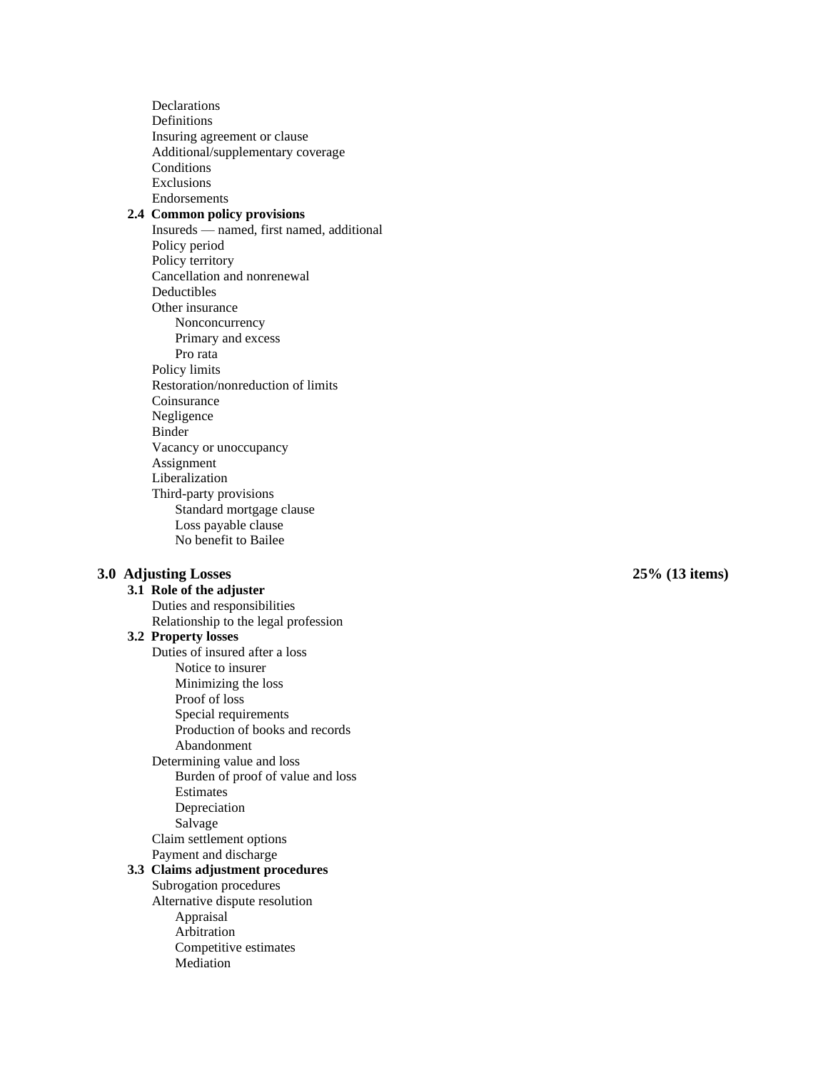- Declarations
- Definitions
- Insuring agreement or clause
- Additional/supplementary coverage
- Conditions
- Exclusions
- Endorsements

### 2.4 Common policy provisions

- Insureds — named, first named, additional
- Policy period
- Policy territory
- Cancellation and nonrenewal
- Deductibles
- Other insurance
  - Nonconcurrency
  - Primary and excess
  - Pro rata
- Policy limits
- Restoration/nonreduction of limits
- Coinsurance
- Negligence
- Binder
- Vacancy or unoccupancy
- Assignment
- Liberalization
- Third-party provisions
  - Standard mortgage clause
  - Loss payable clause
  - No benefit to Bailee

## 3.0 Adjusting Losses — 25% (13 items)

### 3.1 Role of the adjuster

- Duties and responsibilities
- Relationship to the legal profession

### 3.2 Property losses

- Duties of insured after a loss
  - Notice to insurer
  - Minimizing the loss
  - Proof of loss
  - Special requirements
  - Production of books and records
  - Abandonment
- Determining value and loss
  - Burden of proof of value and loss
  - Estimates
  - Depreciation
  - Salvage
- Claim settlement options
- Payment and discharge

### 3.3 Claims adjustment procedures

- Subrogation procedures
- Alternative dispute resolution
  - Appraisal
  - Arbitration
  - Competitive estimates
  - Mediation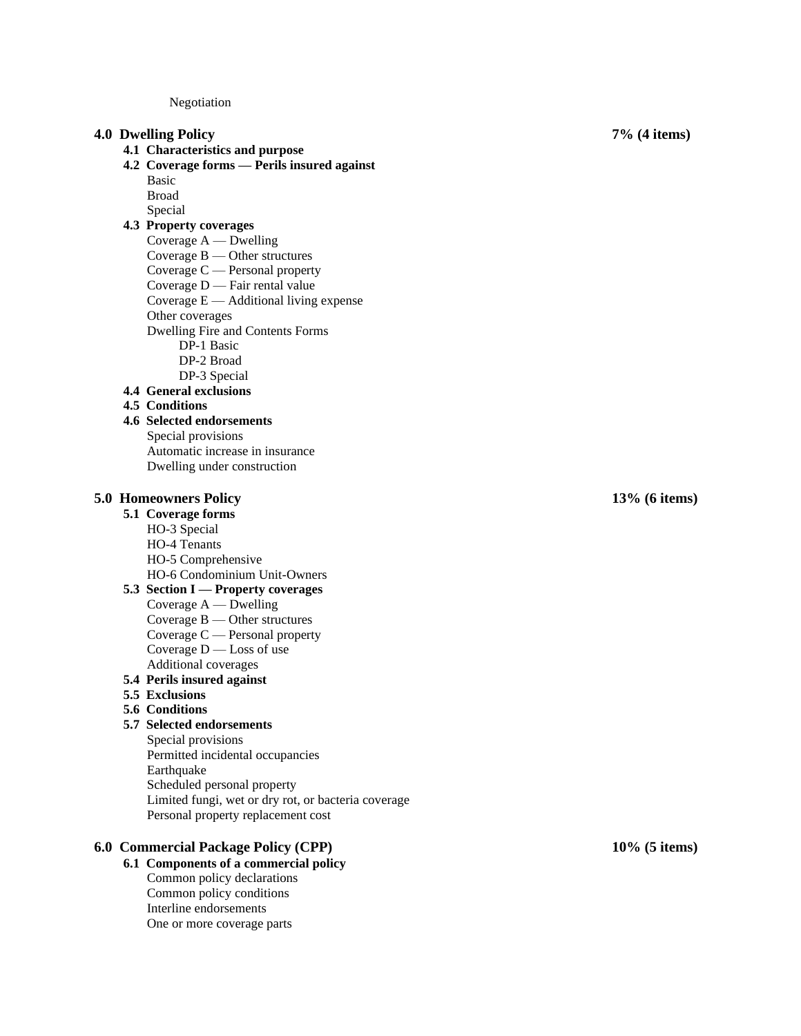Negotiation

**4.0 Dwelling Policy** **7% (4 items)**

- **4.1 Characteristics and purpose**
- **4.2 Coverage forms — Perils insured against**
  - Basic
  - Broad
  - Special
- **4.3 Property coverages**
  - Coverage A — Dwelling
  - Coverage B — Other structures
  - Coverage C — Personal property
  - Coverage D — Fair rental value
  - Coverage E — Additional living expense
  - Other coverages
  - Dwelling Fire and Contents Forms
    - DP-1 Basic
    - DP-2 Broad
    - DP-3 Special
- **4.4 General exclusions**
- **4.5 Conditions**
- **4.6 Selected endorsements**
  - Special provisions
  - Automatic increase in insurance
  - Dwelling under construction

**5.0 Homeowners Policy** **13% (6 items)**

- **5.1 Coverage forms**
  - HO-3 Special
  - HO-4 Tenants
  - HO-5 Comprehensive
  - HO-6 Condominium Unit-Owners
- **5.3 Section I — Property coverages**
  - Coverage A — Dwelling
  - Coverage B — Other structures
  - Coverage C — Personal property
  - Coverage D — Loss of use
  - Additional coverages
- **5.4 Perils insured against**
- **5.5 Exclusions**
- **5.6 Conditions**
- **5.7 Selected endorsements**
  - Special provisions
  - Permitted incidental occupancies
  - Earthquake
  - Scheduled personal property
  - Limited fungi, wet or dry rot, or bacteria coverage
  - Personal property replacement cost

**6.0 Commercial Package Policy (CPP)** **10% (5 items)**

- **6.1 Components of a commercial policy**
  - Common policy declarations
  - Common policy conditions
  - Interline endorsements
  - One or more coverage parts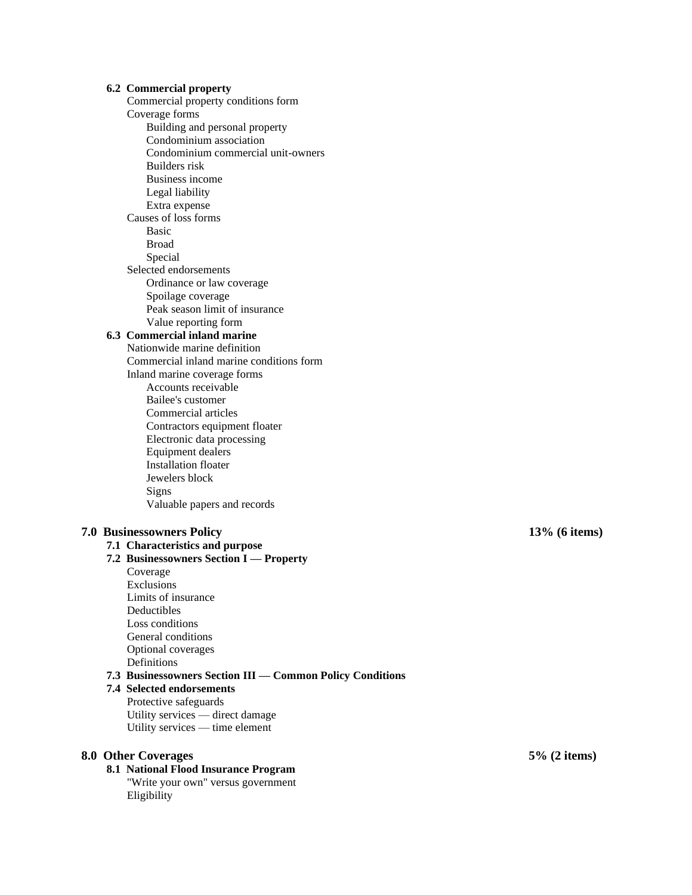**6.2 Commercial property**

- Commercial property conditions form
- Coverage forms
  - Building and personal property
  - Condominium association
  - Condominium commercial unit-owners
  - Builders risk
  - Business income
  - Legal liability
  - Extra expense
- Causes of loss forms
  - Basic
  - Broad
  - Special
- Selected endorsements
  - Ordinance or law coverage
  - Spoilage coverage
  - Peak season limit of insurance
  - Value reporting form

**6.3 Commercial inland marine**

- Nationwide marine definition
- Commercial inland marine conditions form
- Inland marine coverage forms
  - Accounts receivable
  - Bailee's customer
  - Commercial articles
  - Contractors equipment floater
  - Electronic data processing
  - Equipment dealers
  - Installation floater
  - Jewelers block
  - Signs
  - Valuable papers and records

## 7.0 Businessowners Policy — 13% (6 items)

**7.1 Characteristics and purpose**

**7.2 Businessowners Section I — Property**

- Coverage
- Exclusions
- Limits of insurance
- Deductibles
- Loss conditions
- General conditions
- Optional coverages
- Definitions

**7.3 Businessowners Section III — Common Policy Conditions**

**7.4 Selected endorsements**

- Protective safeguards
- Utility services — direct damage
- Utility services — time element

## 8.0 Other Coverages — 5% (2 items)

**8.1 National Flood Insurance Program**

- "Write your own" versus government
- Eligibility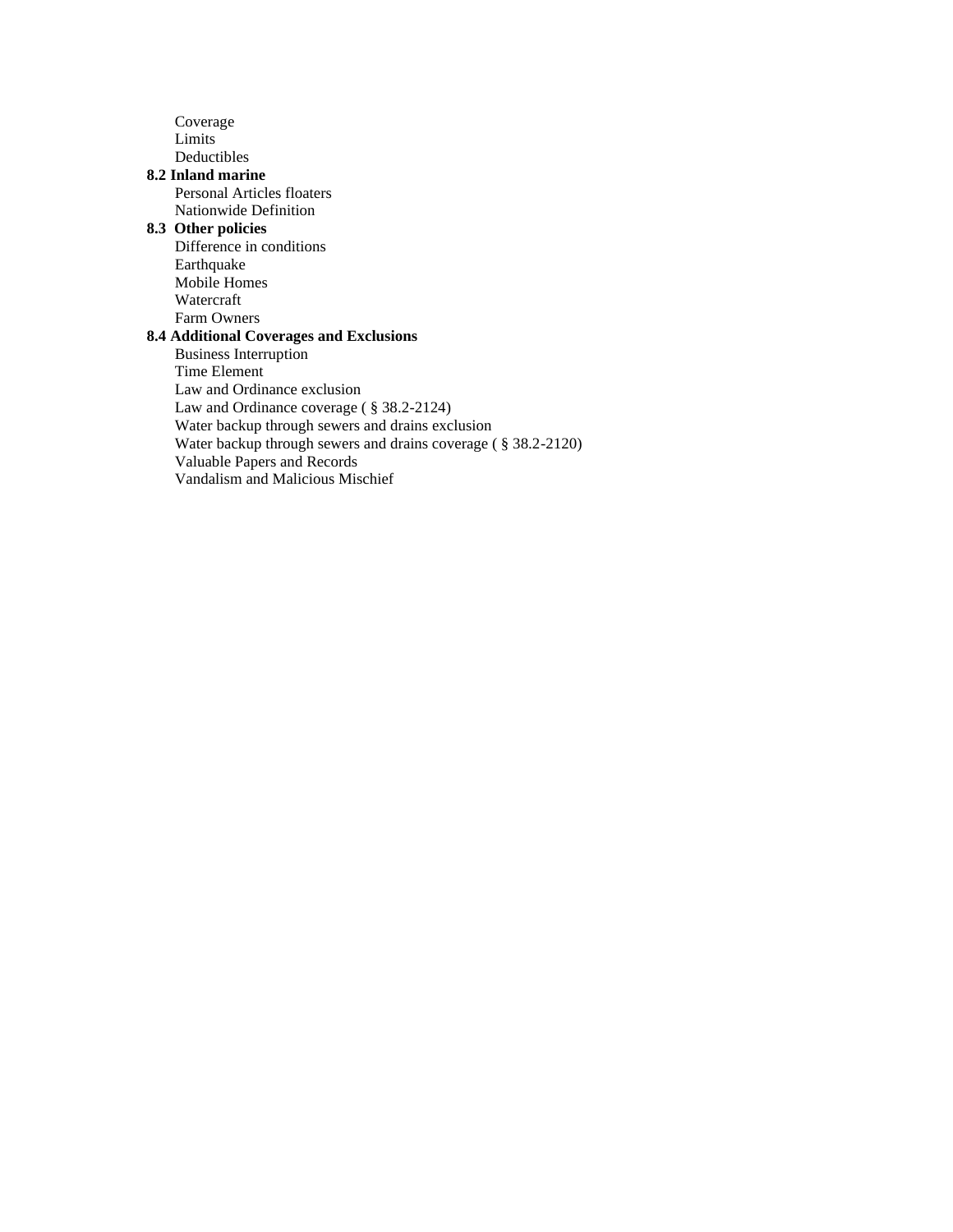- Coverage
- Limits
- Deductibles

**8.2 Inland marine**

- Personal Articles floaters
- Nationwide Definition

**8.3 Other policies**

- Difference in conditions
- Earthquake
- Mobile Homes
- Watercraft
- Farm Owners

**8.4 Additional Coverages and Exclusions**

- Business Interruption
- Time Element
- Law and Ordinance exclusion
- Law and Ordinance coverage ( § 38.2-2124)
- Water backup through sewers and drains exclusion
- Water backup through sewers and drains coverage ( § 38.2-2120)
- Valuable Papers and Records
- Vandalism and Malicious Mischief